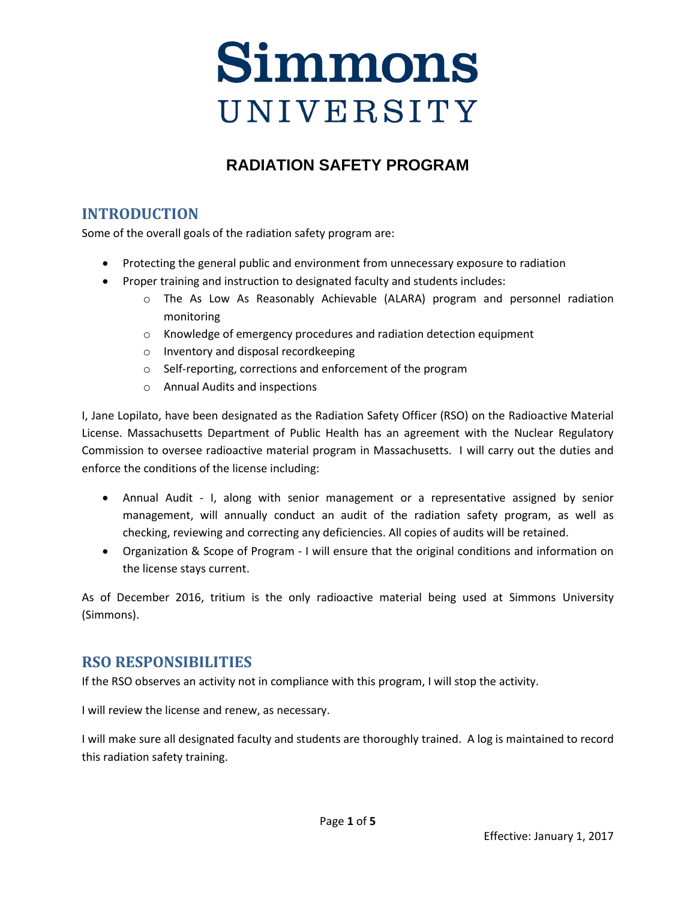# Simmons UNIVERSITY

## RADIATION SAFETY PROGRAM

### INTRODUCTION

Some of the overall goals of the radiation safety program are:

- Protecting the general public and environment from unnecessary exposure to radiation
- Proper training and instruction to designated faculty and students includes:
    - The As Low As Reasonably Achievable (ALARA) program and personnel radiation monitoring
    - Knowledge of emergency procedures and radiation detection equipment
    - Inventory and disposal recordkeeping
    - Self-reporting, corrections and enforcement of the program
    - Annual Audits and inspections

I, Jane Lopilato, have been designated as the Radiation Safety Officer (RSO) on the Radioactive Material License. Massachusetts Department of Public Health has an agreement with the Nuclear Regulatory Commission to oversee radioactive material program in Massachusetts. I will carry out the duties and enforce the conditions of the license including:

- Annual Audit - I, along with senior management or a representative assigned by senior management, will annually conduct an audit of the radiation safety program, as well as checking, reviewing and correcting any deficiencies. All copies of audits will be retained.
- Organization & Scope of Program - I will ensure that the original conditions and information on the license stays current.

As of December 2016, tritium is the only radioactive material being used at Simmons University (Simmons).

### RSO RESPONSIBILITIES

If the RSO observes an activity not in compliance with this program, I will stop the activity.

I will review the license and renew, as necessary.

I will make sure all designated faculty and students are thoroughly trained. A log is maintained to record this radiation safety training.

Effective: January 1, 2017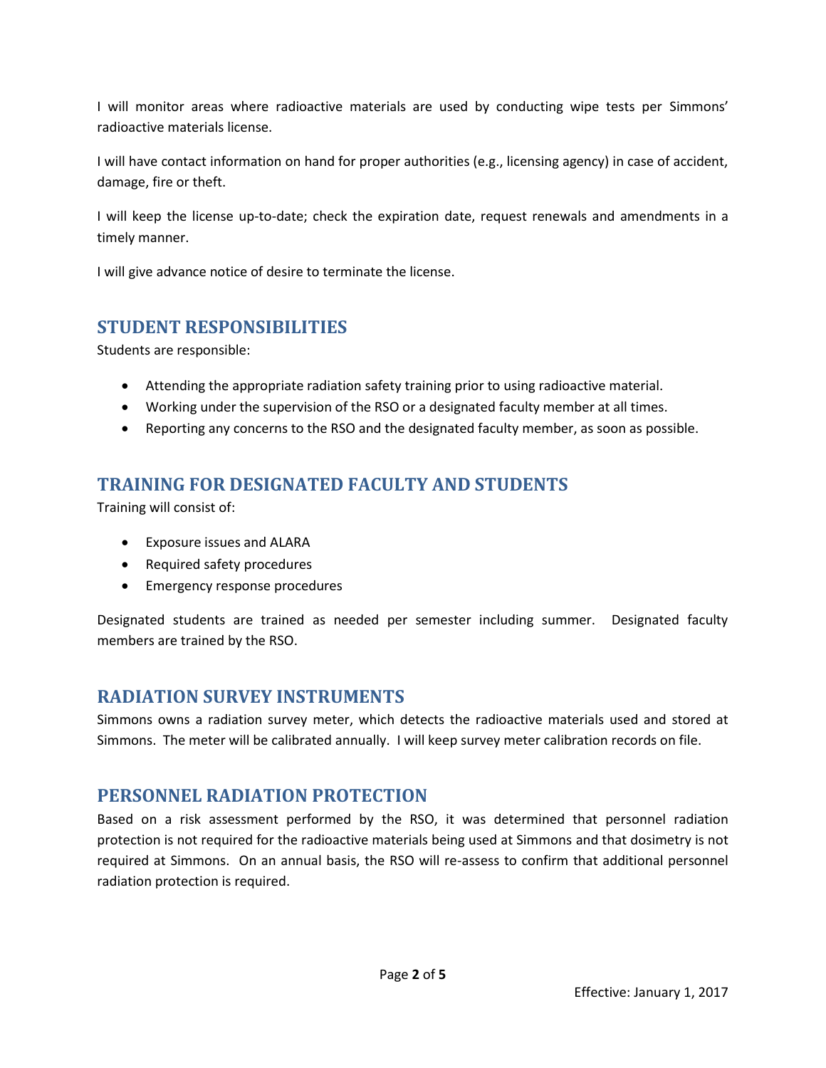I will monitor areas where radioactive materials are used by conducting wipe tests per Simmons' radioactive materials license.

I will have contact information on hand for proper authorities (e.g., licensing agency) in case of accident, damage, fire or theft.

I will keep the license up-to-date; check the expiration date, request renewals and amendments in a timely manner.

I will give advance notice of desire to terminate the license.

## STUDENT RESPONSIBILITIES

Students are responsible:

- Attending the appropriate radiation safety training prior to using radioactive material.
- Working under the supervision of the RSO or a designated faculty member at all times.
- Reporting any concerns to the RSO and the designated faculty member, as soon as possible.

## TRAINING FOR DESIGNATED FACULTY AND STUDENTS

Training will consist of:

- Exposure issues and ALARA
- Required safety procedures
- Emergency response procedures

Designated students are trained as needed per semester including summer. Designated faculty members are trained by the RSO.

## RADIATION SURVEY INSTRUMENTS

Simmons owns a radiation survey meter, which detects the radioactive materials used and stored at Simmons. The meter will be calibrated annually. I will keep survey meter calibration records on file.

## PERSONNEL RADIATION PROTECTION

Based on a risk assessment performed by the RSO, it was determined that personnel radiation protection is not required for the radioactive materials being used at Simmons and that dosimetry is not required at Simmons. On an annual basis, the RSO will re-assess to confirm that additional personnel radiation protection is required.

Effective: January 1, 2017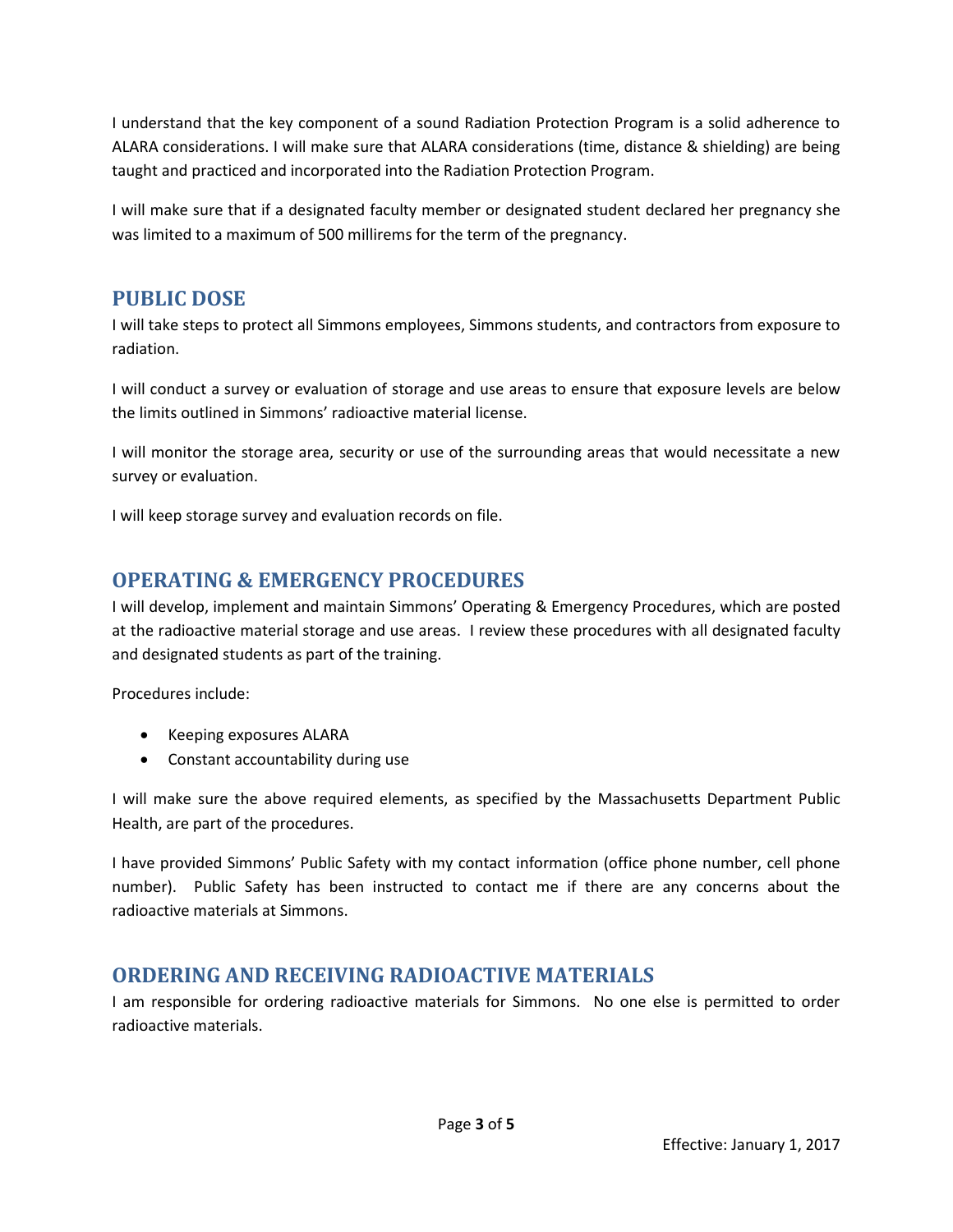I understand that the key component of a sound Radiation Protection Program is a solid adherence to ALARA considerations. I will make sure that ALARA considerations (time, distance & shielding) are being taught and practiced and incorporated into the Radiation Protection Program.

I will make sure that if a designated faculty member or designated student declared her pregnancy she was limited to a maximum of 500 millirems for the term of the pregnancy.

## PUBLIC DOSE

I will take steps to protect all Simmons employees, Simmons students, and contractors from exposure to radiation.

I will conduct a survey or evaluation of storage and use areas to ensure that exposure levels are below the limits outlined in Simmons' radioactive material license.

I will monitor the storage area, security or use of the surrounding areas that would necessitate a new survey or evaluation.

I will keep storage survey and evaluation records on file.

## OPERATING & EMERGENCY PROCEDURES

I will develop, implement and maintain Simmons' Operating & Emergency Procedures, which are posted at the radioactive material storage and use areas. I review these procedures with all designated faculty and designated students as part of the training.

Procedures include:

- Keeping exposures ALARA
- Constant accountability during use

I will make sure the above required elements, as specified by the Massachusetts Department Public Health, are part of the procedures.

I have provided Simmons' Public Safety with my contact information (office phone number, cell phone number). Public Safety has been instructed to contact me if there are any concerns about the radioactive materials at Simmons.

## ORDERING AND RECEIVING RADIOACTIVE MATERIALS

I am responsible for ordering radioactive materials for Simmons. No one else is permitted to order radioactive materials.

Effective: January 1, 2017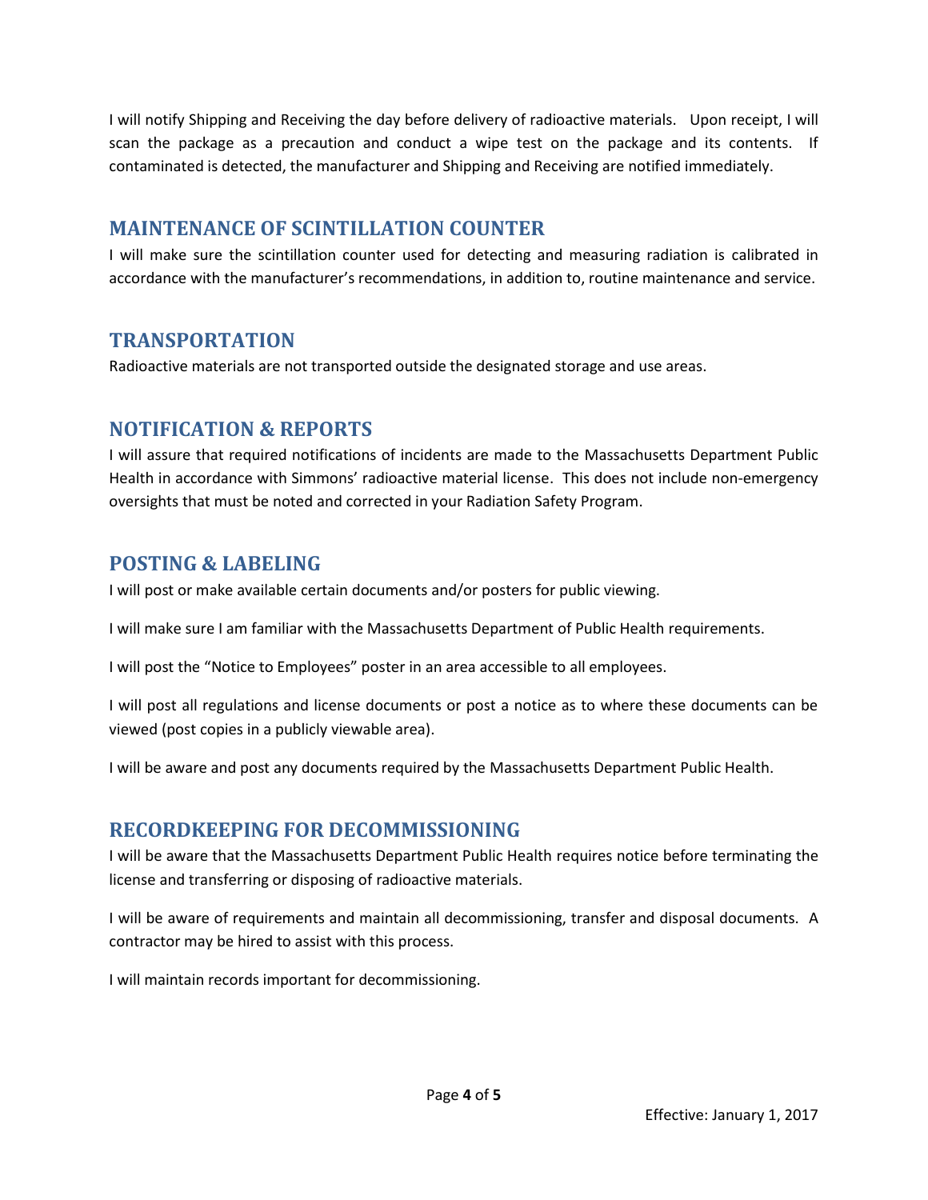I will notify Shipping and Receiving the day before delivery of radioactive materials. Upon receipt, I will scan the package as a precaution and conduct a wipe test on the package and its contents. If contaminated is detected, the manufacturer and Shipping and Receiving are notified immediately.

## MAINTENANCE OF SCINTILLATION COUNTER

I will make sure the scintillation counter used for detecting and measuring radiation is calibrated in accordance with the manufacturer's recommendations, in addition to, routine maintenance and service.

## TRANSPORTATION

Radioactive materials are not transported outside the designated storage and use areas.

## NOTIFICATION & REPORTS

I will assure that required notifications of incidents are made to the Massachusetts Department Public Health in accordance with Simmons' radioactive material license. This does not include non-emergency oversights that must be noted and corrected in your Radiation Safety Program.

## POSTING & LABELING

I will post or make available certain documents and/or posters for public viewing.

I will make sure I am familiar with the Massachusetts Department of Public Health requirements.

I will post the "Notice to Employees" poster in an area accessible to all employees.

I will post all regulations and license documents or post a notice as to where these documents can be viewed (post copies in a publicly viewable area).

I will be aware and post any documents required by the Massachusetts Department Public Health.

## RECORDKEEPING FOR DECOMMISSIONING

I will be aware that the Massachusetts Department Public Health requires notice before terminating the license and transferring or disposing of radioactive materials.

I will be aware of requirements and maintain all decommissioning, transfer and disposal documents. A contractor may be hired to assist with this process.

I will maintain records important for decommissioning.

Effective: January 1, 2017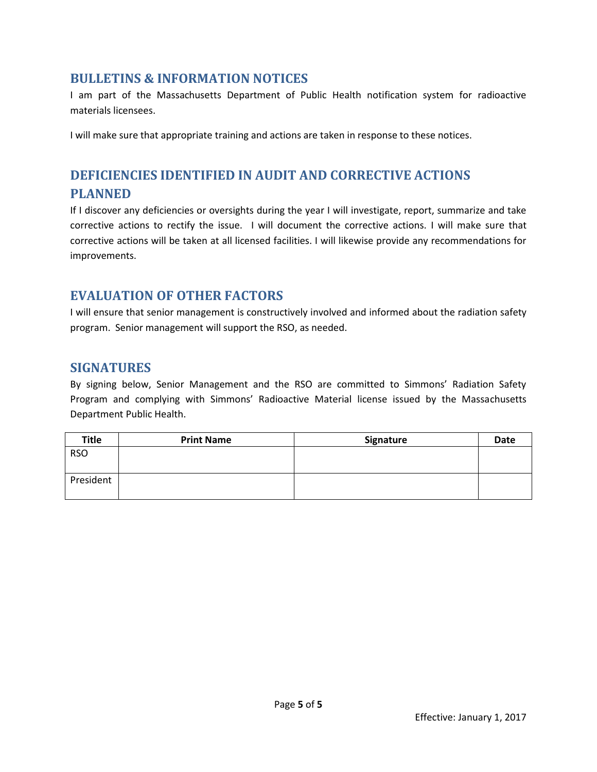## BULLETINS & INFORMATION NOTICES

I am part of the Massachusetts Department of Public Health notification system for radioactive materials licensees.

I will make sure that appropriate training and actions are taken in response to these notices.

## DEFICIENCIES IDENTIFIED IN AUDIT AND CORRECTIVE ACTIONS PLANNED

If I discover any deficiencies or oversights during the year I will investigate, report, summarize and take corrective actions to rectify the issue. I will document the corrective actions. I will make sure that corrective actions will be taken at all licensed facilities. I will likewise provide any recommendations for improvements.

## EVALUATION OF OTHER FACTORS

I will ensure that senior management is constructively involved and informed about the radiation safety program. Senior management will support the RSO, as needed.

## SIGNATURES

By signing below, Senior Management and the RSO are committed to Simmons' Radiation Safety Program and complying with Simmons' Radioactive Material license issued by the Massachusetts Department Public Health.

| Title | Print Name | Signature | Date |
|---|---|---|---|
| RSO | | | |
| President | | | |

Effective: January 1, 2017